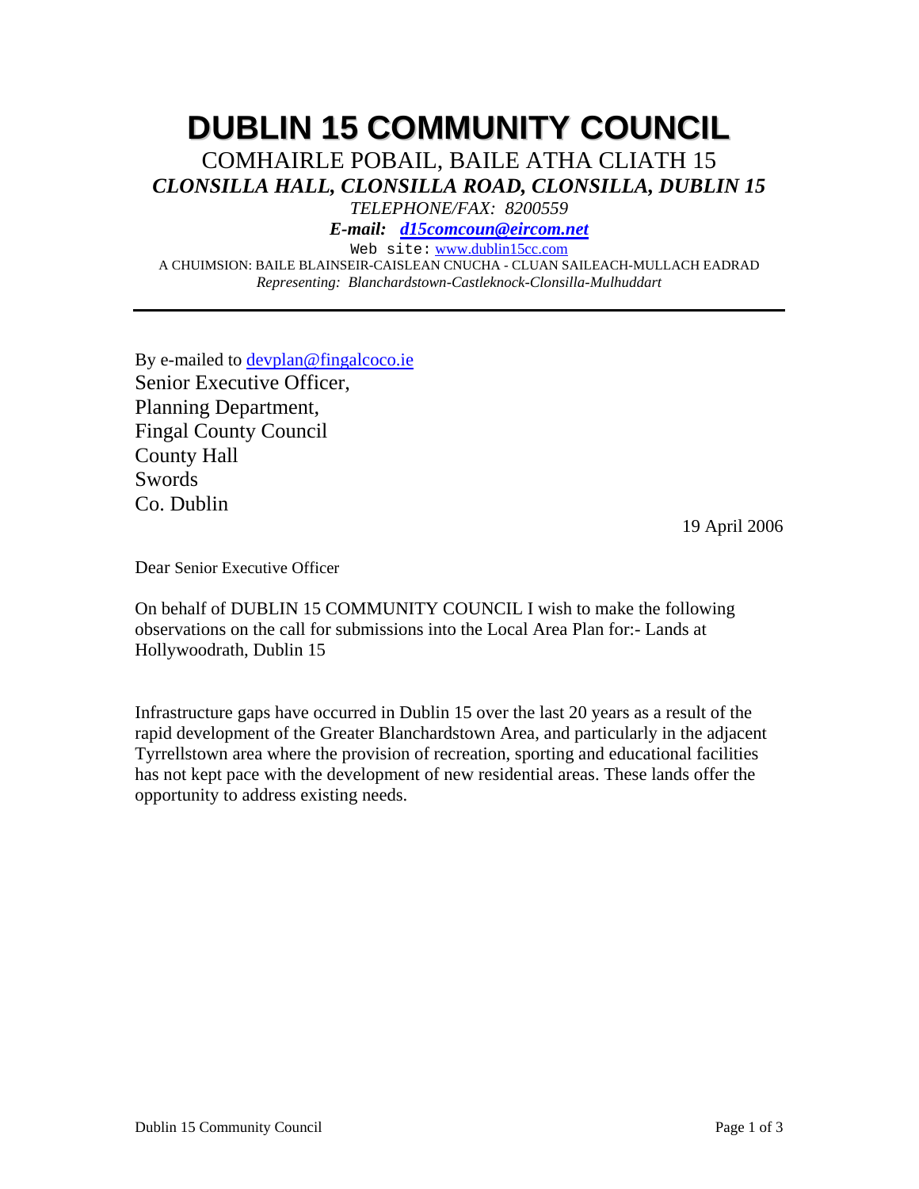# DUBLIN 15 COMMUNITY COUNCIL

COMHAIRLE POBAIL, BAILE ATHA CLIATH 15

***CLONSILLA HALL, CLONSILLA ROAD, CLONSILLA, DUBLIN 15***

*TELEPHONE/FAX: 8200559*

***E-mail: d15comcoun@eircom.net***

Web site: www.dublin15cc.com

A CHUIMSION: BAILE BLAINSEIR-CAISLEAN CNUCHA - CLUAN SAILEACH-MULLACH EADRAD

*Representing: Blanchardstown-Castleknock-Clonsilla-Mulhuddart*

---

By e-mailed to devplan@fingalcoco.ie
Senior Executive Officer,
Planning Department,
Fingal County Council
County Hall
Swords
Co. Dublin

19 April 2006

Dear Senior Executive Officer

On behalf of DUBLIN 15 COMMUNITY COUNCIL I wish to make the following observations on the call for submissions into the Local Area Plan for:- Lands at Hollywoodrath, Dublin 15

Infrastructure gaps have occurred in Dublin 15 over the last 20 years as a result of the rapid development of the Greater Blanchardstown Area, and particularly in the adjacent Tyrrellstown area where the provision of recreation, sporting and educational facilities has not kept pace with the development of new residential areas. These lands offer the opportunity to address existing needs.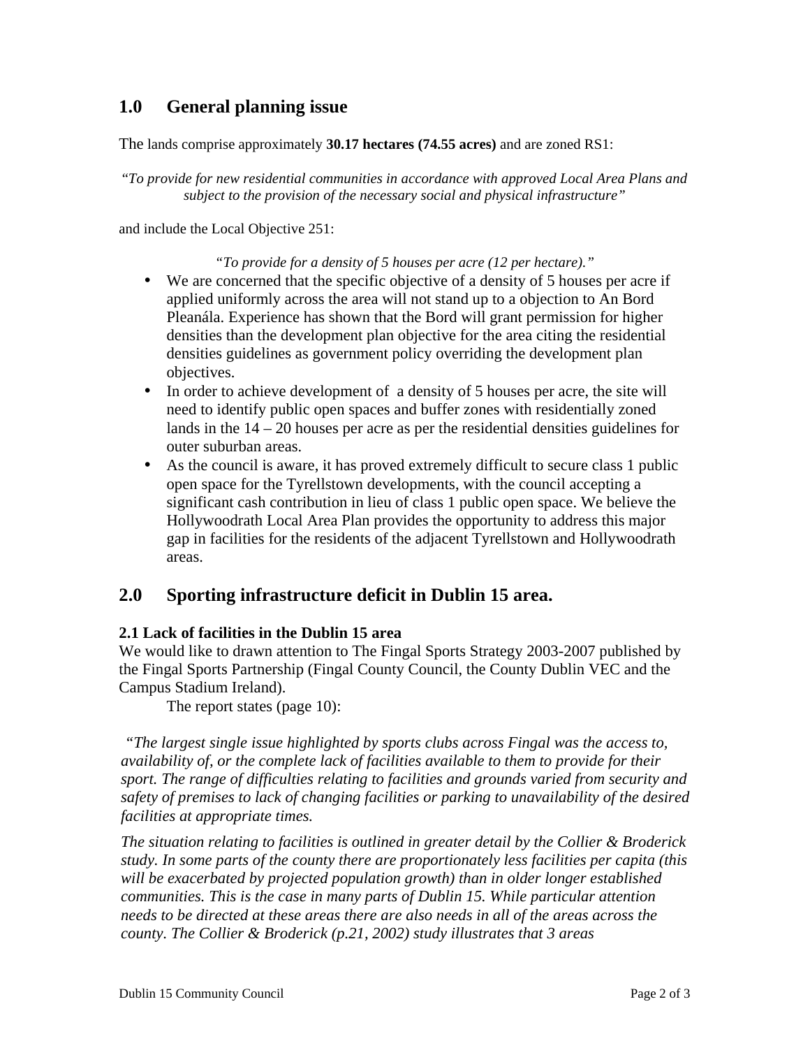## 1.0 General planning issue

The lands comprise approximately **30.17 hectares (74.55 acres)** and are zoned RS1:

*"To provide for new residential communities in accordance with approved Local Area Plans and subject to the provision of the necessary social and physical infrastructure"*

and include the Local Objective 251:

*"To provide for a density of 5 houses per acre (12 per hectare)."*

- We are concerned that the specific objective of a density of 5 houses per acre if applied uniformly across the area will not stand up to a objection to An Bord Pleanála. Experience has shown that the Bord will grant permission for higher densities than the development plan objective for the area citing the residential densities guidelines as government policy overriding the development plan objectives.
- In order to achieve development of a density of 5 houses per acre, the site will need to identify public open spaces and buffer zones with residentially zoned lands in the 14 – 20 houses per acre as per the residential densities guidelines for outer suburban areas.
- As the council is aware, it has proved extremely difficult to secure class 1 public open space for the Tyrellstown developments, with the council accepting a significant cash contribution in lieu of class 1 public open space. We believe the Hollywoodrath Local Area Plan provides the opportunity to address this major gap in facilities for the residents of the adjacent Tyrellstown and Hollywoodrath areas.

## 2.0 Sporting infrastructure deficit in Dublin 15 area.

### 2.1 Lack of facilities in the Dublin 15 area

We would like to drawn attention to The Fingal Sports Strategy 2003-2007 published by the Fingal Sports Partnership (Fingal County Council, the County Dublin VEC and the Campus Stadium Ireland).

The report states (page 10):

*"The largest single issue highlighted by sports clubs across Fingal was the access to, availability of, or the complete lack of facilities available to them to provide for their sport. The range of difficulties relating to facilities and grounds varied from security and safety of premises to lack of changing facilities or parking to unavailability of the desired facilities at appropriate times.*

*The situation relating to facilities is outlined in greater detail by the Collier & Broderick study. In some parts of the county there are proportionately less facilities per capita (this will be exacerbated by projected population growth) than in older longer established communities. This is the case in many parts of Dublin 15. While particular attention needs to be directed at these areas there are also needs in all of the areas across the county. The Collier & Broderick (p.21, 2002) study illustrates that 3 areas*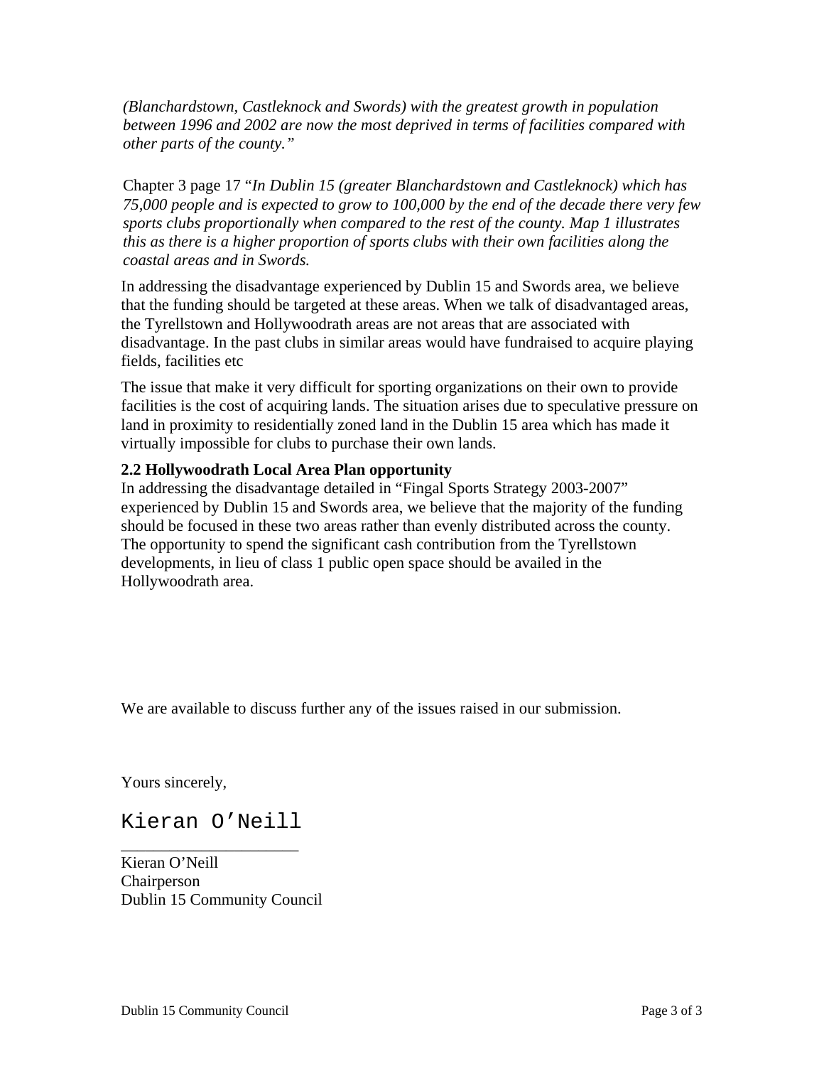*(Blanchardstown, Castleknock and Swords) with the greatest growth in population between 1996 and 2002 are now the most deprived in terms of facilities compared with other parts of the county."*

Chapter 3 page 17 "*In Dublin 15 (greater Blanchardstown and Castleknock) which has 75,000 people and is expected to grow to 100,000 by the end of the decade there very few sports clubs proportionally when compared to the rest of the county. Map 1 illustrates this as there is a higher proportion of sports clubs with their own facilities along the coastal areas and in Swords.*

In addressing the disadvantage experienced by Dublin 15 and Swords area, we believe that the funding should be targeted at these areas. When we talk of disadvantaged areas, the Tyrellstown and Hollywoodrath areas are not areas that are associated with disadvantage. In the past clubs in similar areas would have fundraised to acquire playing fields, facilities etc

The issue that make it very difficult for sporting organizations on their own to provide facilities is the cost of acquiring lands. The situation arises due to speculative pressure on land in proximity to residentially zoned land in the Dublin 15 area which has made it virtually impossible for clubs to purchase their own lands.

**2.2 Hollywoodrath Local Area Plan opportunity**

In addressing the disadvantage detailed in "Fingal Sports Strategy 2003-2007" experienced by Dublin 15 and Swords area, we believe that the majority of the funding should be focused in these two areas rather than evenly distributed across the county. The opportunity to spend the significant cash contribution from the Tyrellstown developments, in lieu of class 1 public open space should be availed in the Hollywoodrath area.

We are available to discuss further any of the issues raised in our submission.

Yours sincerely,

Kieran O'Neill
_____________________

Kieran O'Neill
Chairperson
Dublin 15 Community Council